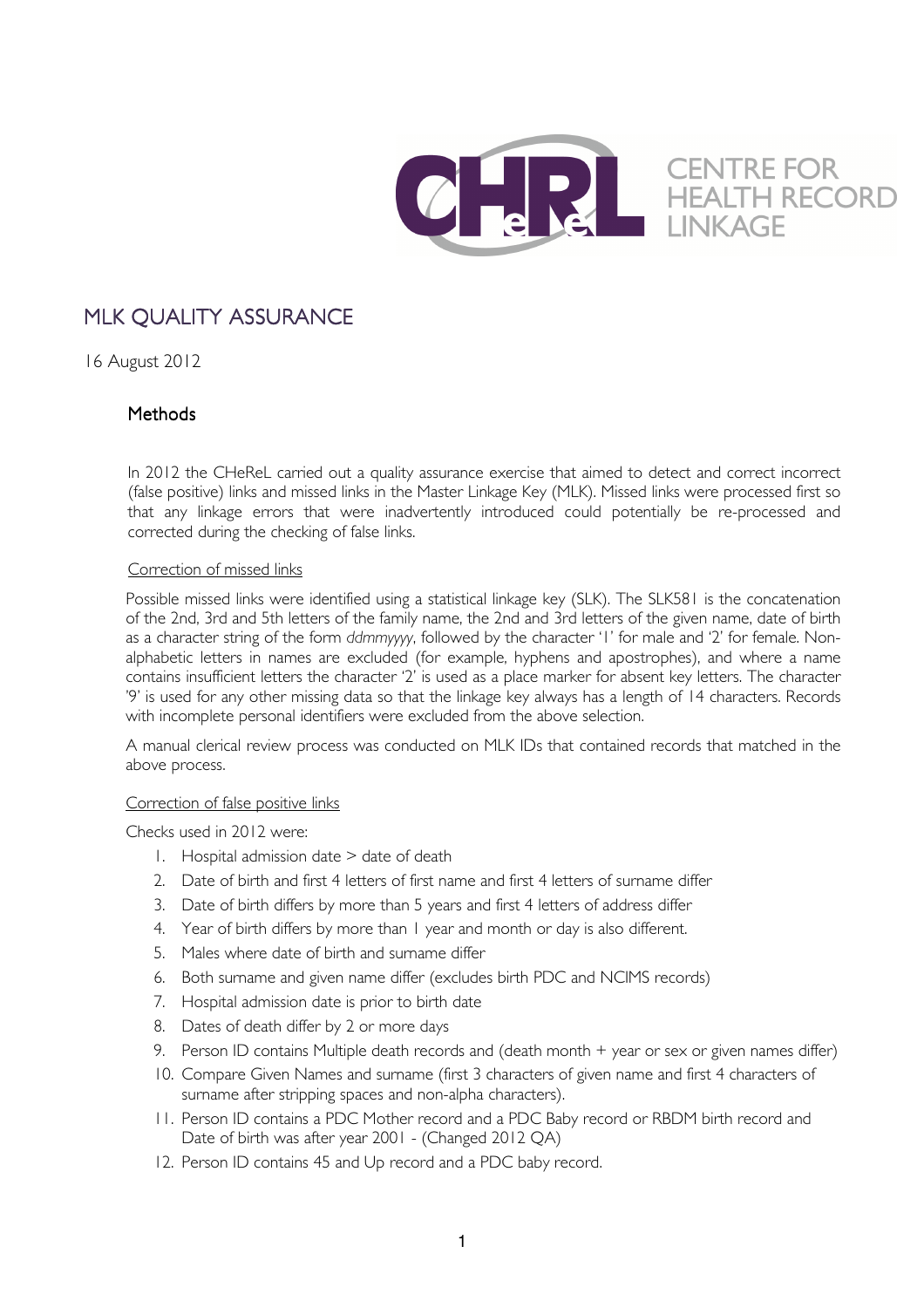CENTRE FOR HEALTH RECORD LINKAGE

# MLK QUALITY ASSURANCE

16 August 2012

## Methods

In 2012 the CHeReL carried out a quality assurance exercise that aimed to detect and correct incorrect (false positive) links and missed links in the Master Linkage Key (MLK). Missed links were processed first so that any linkage errors that were inadvertently introduced could potentially be re-processed and corrected during the checking of false links.

### Correction of missed links

Possible missed links were identified using a statistical linkage key (SLK). The SLK581 is the concatenation of the 2nd, 3rd and 5th letters of the family name, the 2nd and 3rd letters of the given name, date of birth as a character string of the form *ddmmyyyy*, followed by the character '1' for male and '2' for female. Non-alphabetic letters in names are excluded (for example, hyphens and apostrophes), and where a name contains insufficient letters the character '2' is used as a place marker for absent key letters. The character '9' is used for any other missing data so that the linkage key always has a length of 14 characters. Records with incomplete personal identifiers were excluded from the above selection.

A manual clerical review process was conducted on MLK IDs that contained records that matched in the above process.

### Correction of false positive links

Checks used in 2012 were:

1. Hospital admission date > date of death
2. Date of birth and first 4 letters of first name and first 4 letters of surname differ
3. Date of birth differs by more than 5 years and first 4 letters of address differ
4. Year of birth differs by more than 1 year and month or day is also different.
5. Males where date of birth and surname differ
6. Both surname and given name differ (excludes birth PDC and NCIMS records)
7. Hospital admission date is prior to birth date
8. Dates of death differ by 2 or more days
9. Person ID contains Multiple death records and (death month + year or sex or given names differ)
10. Compare Given Names and surname (first 3 characters of given name and first 4 characters of surname after stripping spaces and non-alpha characters).
11. Person ID contains a PDC Mother record and a PDC Baby record or RBDM birth record and Date of birth was after year 2001 - (Changed 2012 QA)
12. Person ID contains 45 and Up record and a PDC baby record.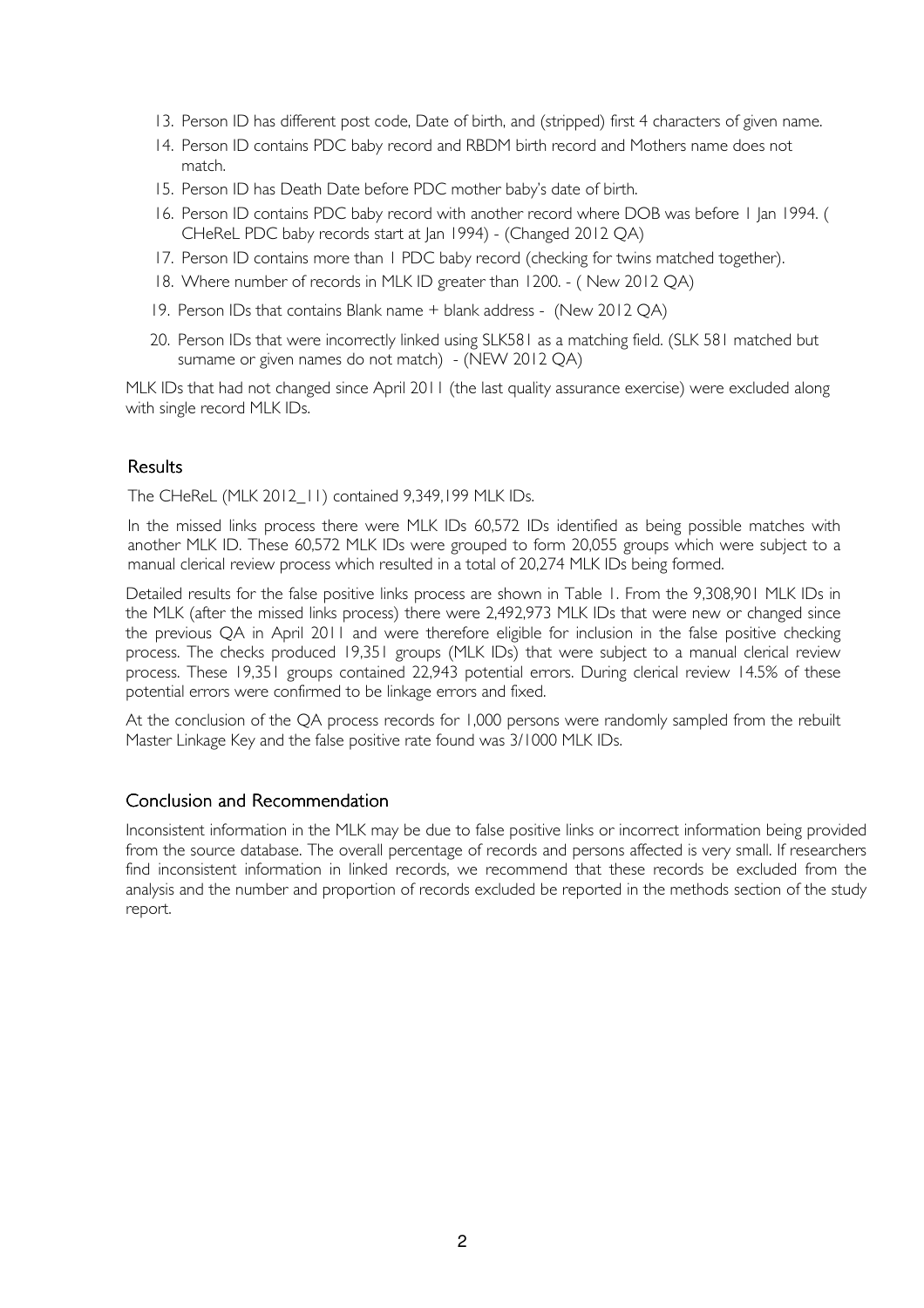13. Person ID has different post code, Date of birth, and (stripped) first 4 characters of given name.
14. Person ID contains PDC baby record and RBDM birth record and Mothers name does not match.
15. Person ID has Death Date before PDC mother baby's date of birth.
16. Person ID contains PDC baby record with another record where DOB was before 1 Jan 1994. ( CHeReL PDC baby records start at Jan 1994) - (Changed 2012 QA)
17. Person ID contains more than 1 PDC baby record (checking for twins matched together).
18. Where number of records in MLK ID greater than 1200. - ( New 2012 QA)
19. Person IDs that contains Blank name + blank address - (New 2012 QA)
20. Person IDs that were incorrectly linked using SLK581 as a matching field. (SLK 581 matched but surname or given names do not match) - (NEW 2012 QA)

MLK IDs that had not changed since April 2011 (the last quality assurance exercise) were excluded along with single record MLK IDs.

## Results

The CHeReL (MLK 2012_11) contained 9,349,199 MLK IDs.

In the missed links process there were MLK IDs 60,572 IDs identified as being possible matches with another MLK ID. These 60,572 MLK IDs were grouped to form 20,055 groups which were subject to a manual clerical review process which resulted in a total of 20,274 MLK IDs being formed.

Detailed results for the false positive links process are shown in Table 1. From the 9,308,901 MLK IDs in the MLK (after the missed links process) there were 2,492,973 MLK IDs that were new or changed since the previous QA in April 2011 and were therefore eligible for inclusion in the false positive checking process. The checks produced 19,351 groups (MLK IDs) that were subject to a manual clerical review process. These 19,351 groups contained 22,943 potential errors. During clerical review 14.5% of these potential errors were confirmed to be linkage errors and fixed.

At the conclusion of the QA process records for 1,000 persons were randomly sampled from the rebuilt Master Linkage Key and the false positive rate found was 3/1000 MLK IDs.

## Conclusion and Recommendation

Inconsistent information in the MLK may be due to false positive links or incorrect information being provided from the source database. The overall percentage of records and persons affected is very small. If researchers find inconsistent information in linked records, we recommend that these records be excluded from the analysis and the number and proportion of records excluded be reported in the methods section of the study report.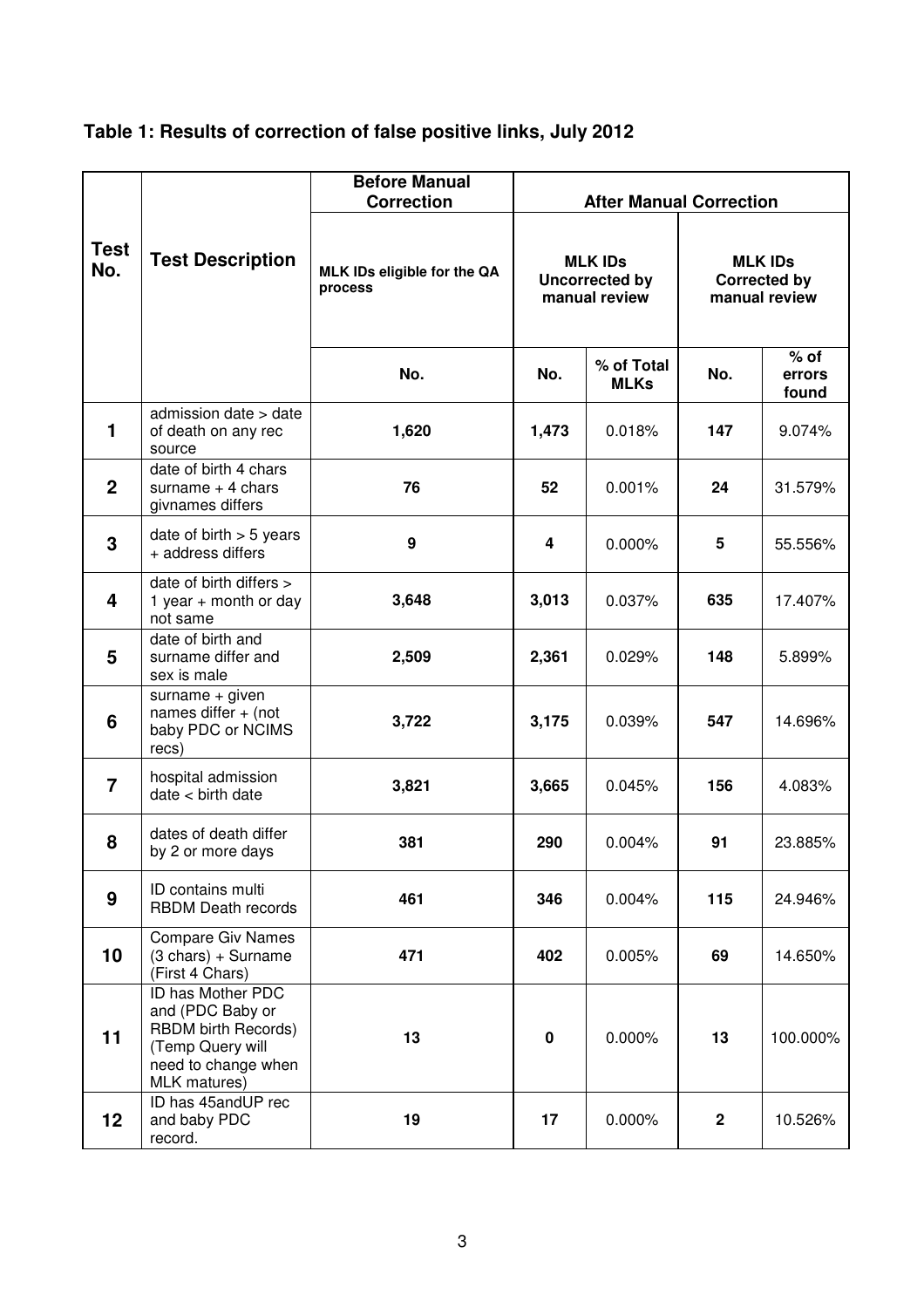## Table 1: Results of correction of false positive links, July 2012

| Test No. | Test Description | Before Manual Correction | After Manual Correction | | | |
|---|---|---|---|---|---|---|
| | | MLK IDs eligible for the QA process | MLK IDs Uncorrected by manual review | | MLK IDs Corrected by manual review | |
| | | No. | No. | % of Total MLKs | No. | % of errors found |
| **1** | admission date > date of death on any rec source | **1,620** | **1,473** | 0.018% | **147** | 9.074% |
| **2** | date of birth 4 chars surname + 4 chars givnames differs | **76** | **52** | 0.001% | **24** | 31.579% |
| **3** | date of birth > 5 years + address differs | **9** | **4** | 0.000% | **5** | 55.556% |
| **4** | date of birth differs > 1 year + month or day not same | **3,648** | **3,013** | 0.037% | **635** | 17.407% |
| **5** | date of birth and surname differ and sex is male | **2,509** | **2,361** | 0.029% | **148** | 5.899% |
| **6** | surname + given names differ + (not baby PDC or NCIMS recs) | **3,722** | **3,175** | 0.039% | **547** | 14.696% |
| **7** | hospital admission date < birth date | **3,821** | **3,665** | 0.045% | **156** | 4.083% |
| **8** | dates of death differ by 2 or more days | **381** | **290** | 0.004% | **91** | 23.885% |
| **9** | ID contains multi RBDM Death records | **461** | **346** | 0.004% | **115** | 24.946% |
| **10** | Compare Giv Names (3 chars) + Surname (First 4 Chars) | **471** | **402** | 0.005% | **69** | 14.650% |
| **11** | ID has Mother PDC and (PDC Baby or RBDM birth Records) (Temp Query will need to change when MLK matures) | **13** | **0** | 0.000% | **13** | 100.000% |
| **12** | ID has 45andUP rec and baby PDC record. | **19** | **17** | 0.000% | **2** | 10.526% |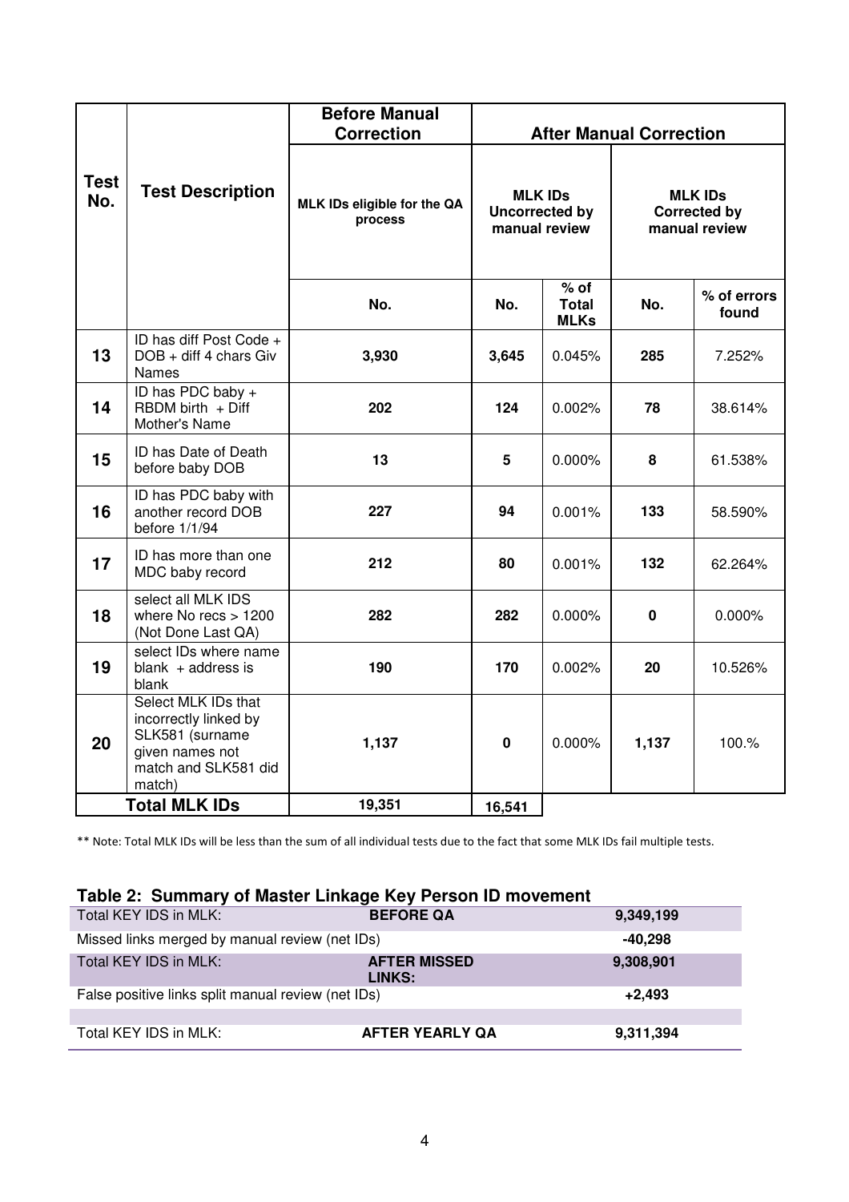| Test No. | Test Description | Before Manual Correction | After Manual Correction | | | |
|---|---|---|---|---|---|---|
| | | MLK IDs eligible for the QA process | MLK IDs Uncorrected by manual review | | MLK IDs Corrected by manual review | |
| | | No. | No. | % of Total MLKs | No. | % of errors found |
| 13 | ID has diff Post Code + DOB + diff 4 chars Giv Names | 3,930 | 3,645 | 0.045% | 285 | 7.252% |
| 14 | ID has PDC baby + RBDM birth + Diff Mother's Name | 202 | 124 | 0.002% | 78 | 38.614% |
| 15 | ID has Date of Death before baby DOB | 13 | 5 | 0.000% | 8 | 61.538% |
| 16 | ID has PDC baby with another record DOB before 1/1/94 | 227 | 94 | 0.001% | 133 | 58.590% |
| 17 | ID has more than one MDC baby record | 212 | 80 | 0.001% | 132 | 62.264% |
| 18 | select all MLK IDS where No recs > 1200 (Not Done Last QA) | 282 | 282 | 0.000% | 0 | 0.000% |
| 19 | select IDs where name blank + address is blank | 190 | 170 | 0.002% | 20 | 10.526% |
| 20 | Select MLK IDs that incorrectly linked by SLK581 (surname given names not match and SLK581 did match) | 1,137 | 0 | 0.000% | 1,137 | 100.% |
| **Total MLK IDs** | | 19,351 | 16,541 | | | |

** Note: Total MLK IDs will be less than the sum of all individual tests due to the fact that some MLK IDs fail multiple tests.

### Table 2: Summary of Master Linkage Key Person ID movement

| | | |
|---|---|---|
| Total KEY IDS in MLK: | **BEFORE QA** | **9,349,199** |
| Missed links merged by manual review (net IDs) | | **-40,298** |
| Total KEY IDS in MLK: | **AFTER MISSED LINKS:** | **9,308,901** |
| False positive links split manual review (net IDs) | | **+2,493** |
| | | |
| Total KEY IDS in MLK: | **AFTER YEARLY QA** | **9,311,394** |